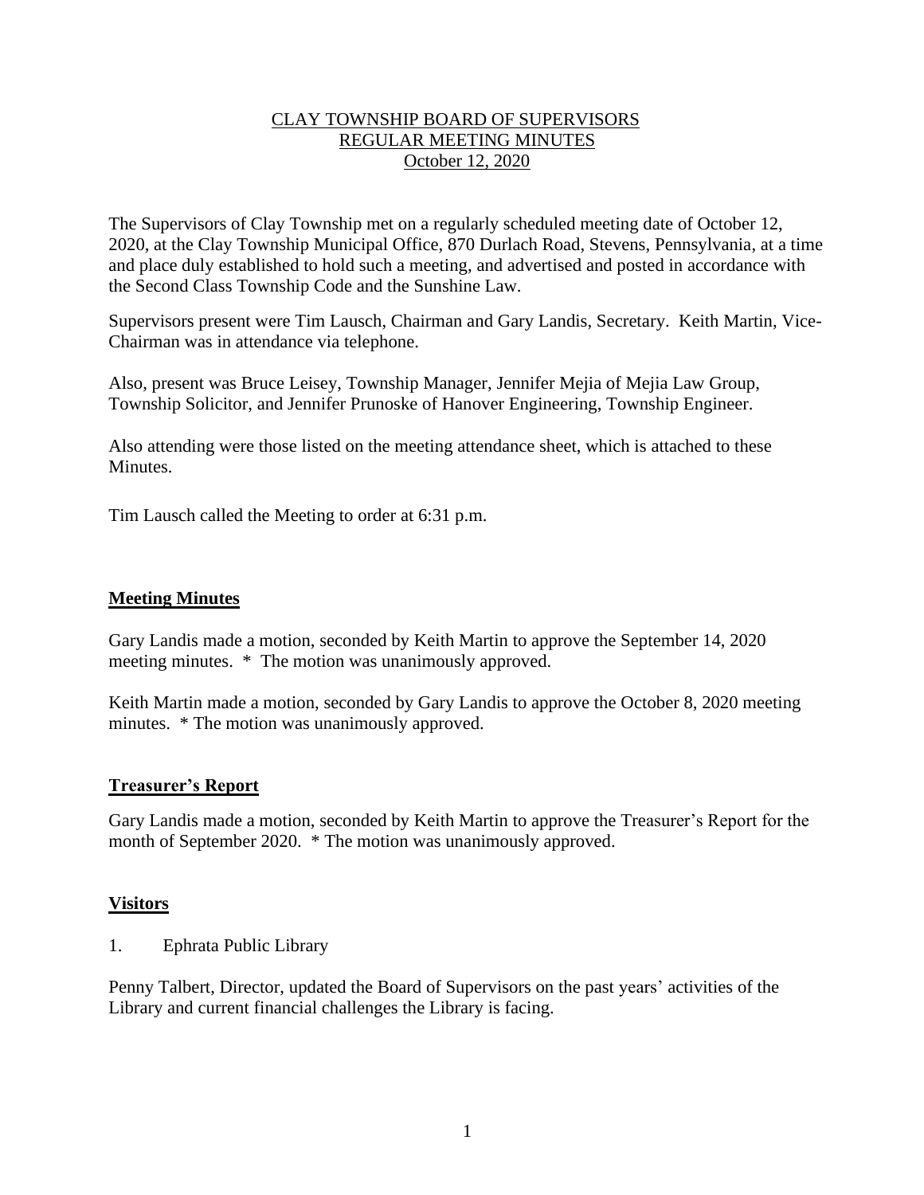# CLAY TOWNSHIP BOARD OF SUPERVISORS
## REGULAR MEETING MINUTES
### October 12, 2020

The Supervisors of Clay Township met on a regularly scheduled meeting date of October 12, 2020, at the Clay Township Municipal Office, 870 Durlach Road, Stevens, Pennsylvania, at a time and place duly established to hold such a meeting, and advertised and posted in accordance with the Second Class Township Code and the Sunshine Law.

Supervisors present were Tim Lausch, Chairman and Gary Landis, Secretary. Keith Martin, Vice-Chairman was in attendance via telephone.

Also, present was Bruce Leisey, Township Manager, Jennifer Mejia of Mejia Law Group, Township Solicitor, and Jennifer Prunoske of Hanover Engineering, Township Engineer.

Also attending were those listed on the meeting attendance sheet, which is attached to these Minutes.

Tim Lausch called the Meeting to order at 6:31 p.m.

**Meeting Minutes**

Gary Landis made a motion, seconded by Keith Martin to approve the September 14, 2020 meeting minutes. * The motion was unanimously approved.

Keith Martin made a motion, seconded by Gary Landis to approve the October 8, 2020 meeting minutes. * The motion was unanimously approved.

**Treasurer's Report**

Gary Landis made a motion, seconded by Keith Martin to approve the Treasurer's Report for the month of September 2020. * The motion was unanimously approved.

**Visitors**

1. Ephrata Public Library

Penny Talbert, Director, updated the Board of Supervisors on the past years' activities of the Library and current financial challenges the Library is facing.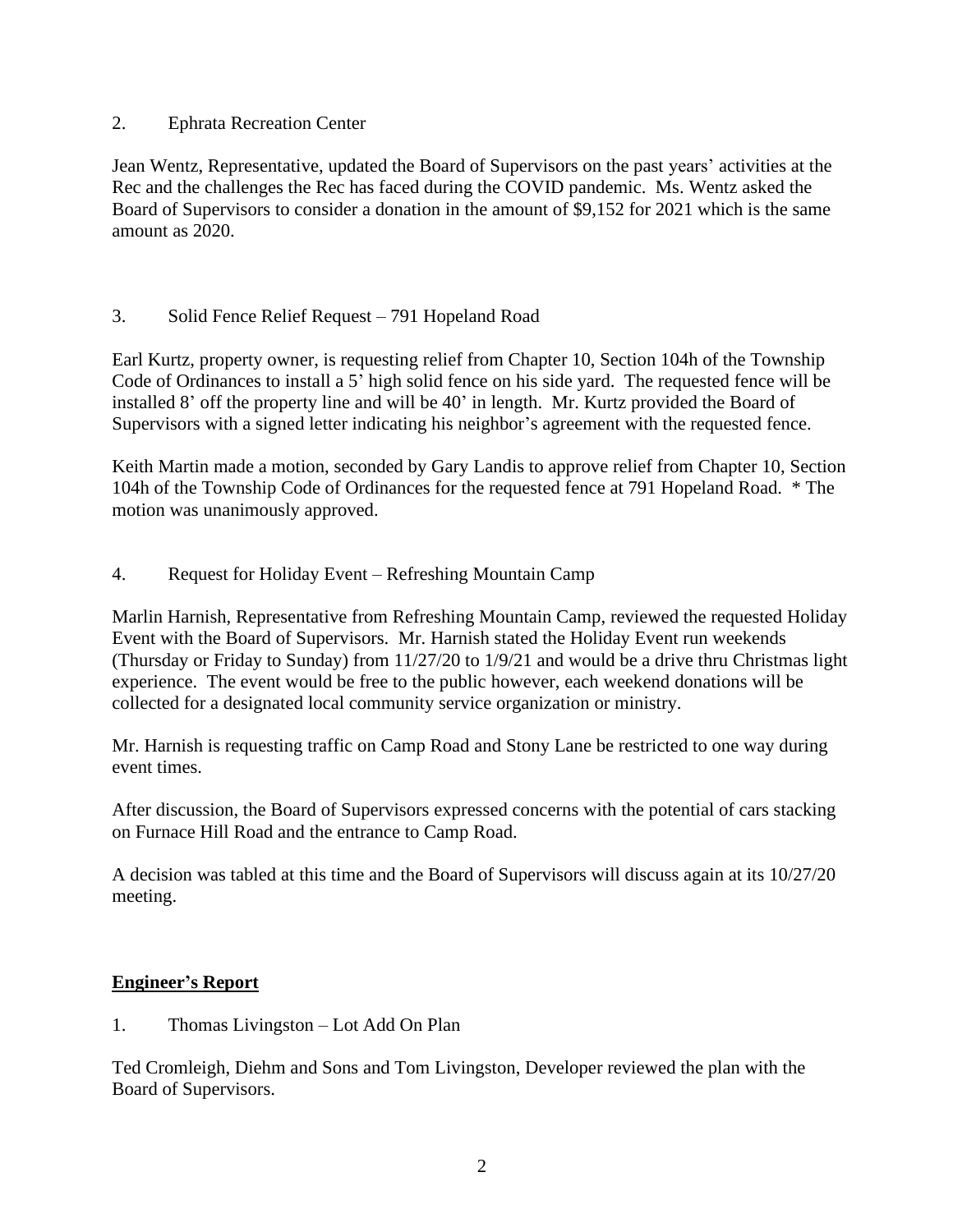2. Ephrata Recreation Center

Jean Wentz, Representative, updated the Board of Supervisors on the past years' activities at the Rec and the challenges the Rec has faced during the COVID pandemic. Ms. Wentz asked the Board of Supervisors to consider a donation in the amount of $9,152 for 2021 which is the same amount as 2020.

3. Solid Fence Relief Request – 791 Hopeland Road

Earl Kurtz, property owner, is requesting relief from Chapter 10, Section 104h of the Township Code of Ordinances to install a 5' high solid fence on his side yard. The requested fence will be installed 8' off the property line and will be 40' in length. Mr. Kurtz provided the Board of Supervisors with a signed letter indicating his neighbor's agreement with the requested fence.

Keith Martin made a motion, seconded by Gary Landis to approve relief from Chapter 10, Section 104h of the Township Code of Ordinances for the requested fence at 791 Hopeland Road. * The motion was unanimously approved.

4. Request for Holiday Event – Refreshing Mountain Camp

Marlin Harnish, Representative from Refreshing Mountain Camp, reviewed the requested Holiday Event with the Board of Supervisors. Mr. Harnish stated the Holiday Event run weekends (Thursday or Friday to Sunday) from 11/27/20 to 1/9/21 and would be a drive thru Christmas light experience. The event would be free to the public however, each weekend donations will be collected for a designated local community service organization or ministry.

Mr. Harnish is requesting traffic on Camp Road and Stony Lane be restricted to one way during event times.

After discussion, the Board of Supervisors expressed concerns with the potential of cars stacking on Furnace Hill Road and the entrance to Camp Road.

A decision was tabled at this time and the Board of Supervisors will discuss again at its 10/27/20 meeting.

## **Engineer's Report**

1. Thomas Livingston – Lot Add On Plan

Ted Cromleigh, Diehm and Sons and Tom Livingston, Developer reviewed the plan with the Board of Supervisors.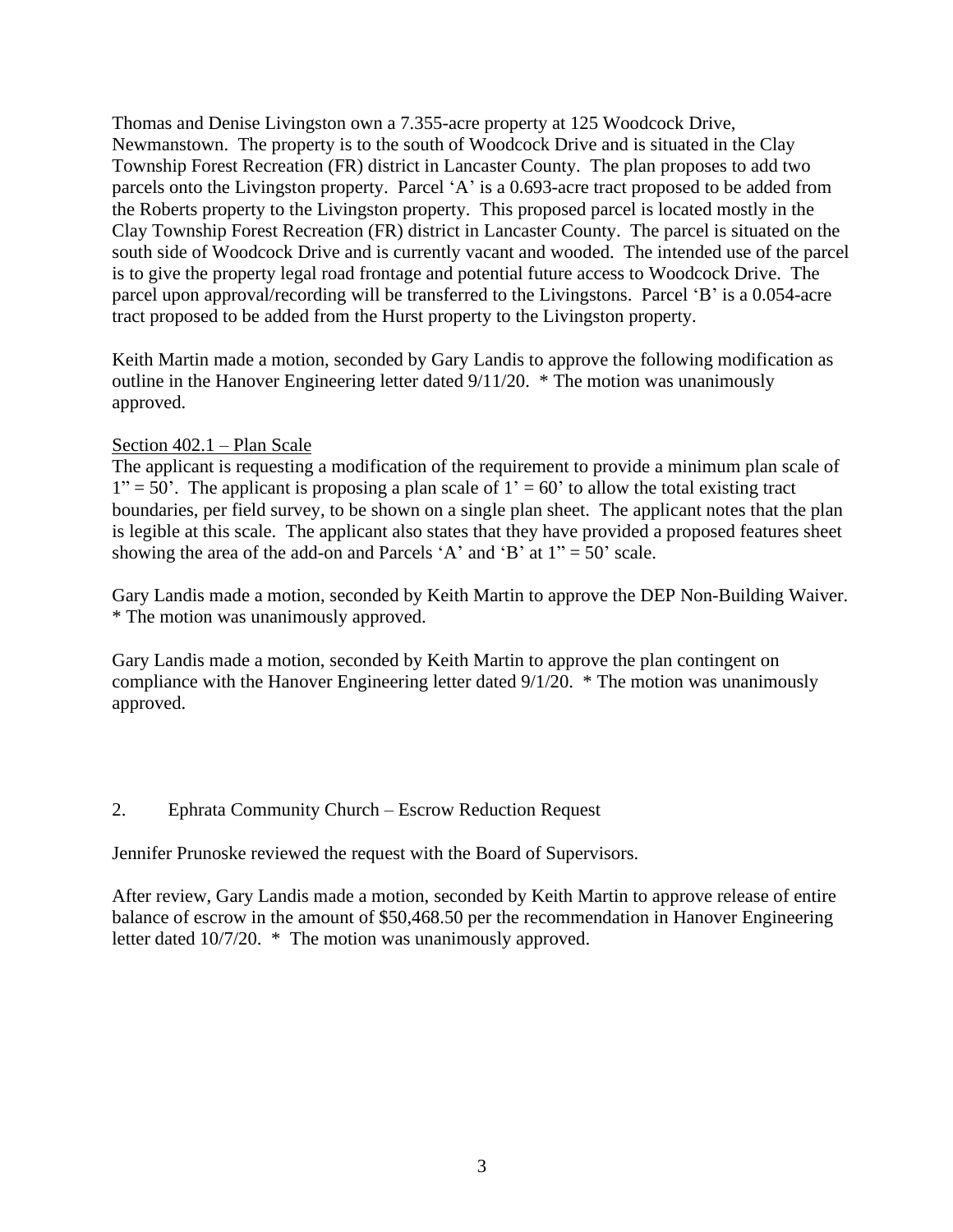Thomas and Denise Livingston own a 7.355-acre property at 125 Woodcock Drive, Newmanstown. The property is to the south of Woodcock Drive and is situated in the Clay Township Forest Recreation (FR) district in Lancaster County. The plan proposes to add two parcels onto the Livingston property. Parcel 'A' is a 0.693-acre tract proposed to be added from the Roberts property to the Livingston property. This proposed parcel is located mostly in the Clay Township Forest Recreation (FR) district in Lancaster County. The parcel is situated on the south side of Woodcock Drive and is currently vacant and wooded. The intended use of the parcel is to give the property legal road frontage and potential future access to Woodcock Drive. The parcel upon approval/recording will be transferred to the Livingstons. Parcel 'B' is a 0.054-acre tract proposed to be added from the Hurst property to the Livingston property.

Keith Martin made a motion, seconded by Gary Landis to approve the following modification as outline in the Hanover Engineering letter dated 9/11/20. * The motion was unanimously approved.

<u>Section 402.1 – Plan Scale</u>

The applicant is requesting a modification of the requirement to provide a minimum plan scale of 1" = 50'. The applicant is proposing a plan scale of 1' = 60' to allow the total existing tract boundaries, per field survey, to be shown on a single plan sheet. The applicant notes that the plan is legible at this scale. The applicant also states that they have provided a proposed features sheet showing the area of the add-on and Parcels 'A' and 'B' at 1" = 50' scale.

Gary Landis made a motion, seconded by Keith Martin to approve the DEP Non-Building Waiver. * The motion was unanimously approved.

Gary Landis made a motion, seconded by Keith Martin to approve the plan contingent on compliance with the Hanover Engineering letter dated 9/1/20. * The motion was unanimously approved.

2. Ephrata Community Church – Escrow Reduction Request

Jennifer Prunoske reviewed the request with the Board of Supervisors.

After review, Gary Landis made a motion, seconded by Keith Martin to approve release of entire balance of escrow in the amount of $50,468.50 per the recommendation in Hanover Engineering letter dated 10/7/20. * The motion was unanimously approved.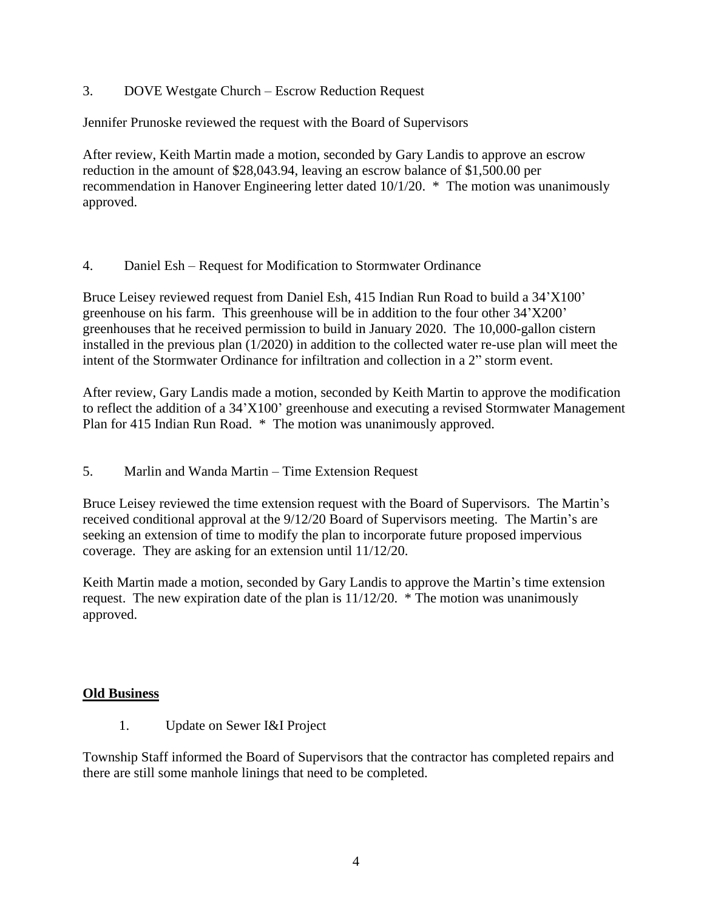3. DOVE Westgate Church – Escrow Reduction Request

Jennifer Prunoske reviewed the request with the Board of Supervisors

After review, Keith Martin made a motion, seconded by Gary Landis to approve an escrow reduction in the amount of $28,043.94, leaving an escrow balance of $1,500.00 per recommendation in Hanover Engineering letter dated 10/1/20. * The motion was unanimously approved.

4. Daniel Esh – Request for Modification to Stormwater Ordinance

Bruce Leisey reviewed request from Daniel Esh, 415 Indian Run Road to build a 34'X100' greenhouse on his farm. This greenhouse will be in addition to the four other 34'X200' greenhouses that he received permission to build in January 2020. The 10,000-gallon cistern installed in the previous plan (1/2020) in addition to the collected water re-use plan will meet the intent of the Stormwater Ordinance for infiltration and collection in a 2" storm event.

After review, Gary Landis made a motion, seconded by Keith Martin to approve the modification to reflect the addition of a 34'X100' greenhouse and executing a revised Stormwater Management Plan for 415 Indian Run Road. * The motion was unanimously approved.

5. Marlin and Wanda Martin – Time Extension Request

Bruce Leisey reviewed the time extension request with the Board of Supervisors. The Martin's received conditional approval at the 9/12/20 Board of Supervisors meeting. The Martin's are seeking an extension of time to modify the plan to incorporate future proposed impervious coverage. They are asking for an extension until 11/12/20.

Keith Martin made a motion, seconded by Gary Landis to approve the Martin's time extension request. The new expiration date of the plan is 11/12/20. * The motion was unanimously approved.

**Old Business**

1. Update on Sewer I&I Project

Township Staff informed the Board of Supervisors that the contractor has completed repairs and there are still some manhole linings that need to be completed.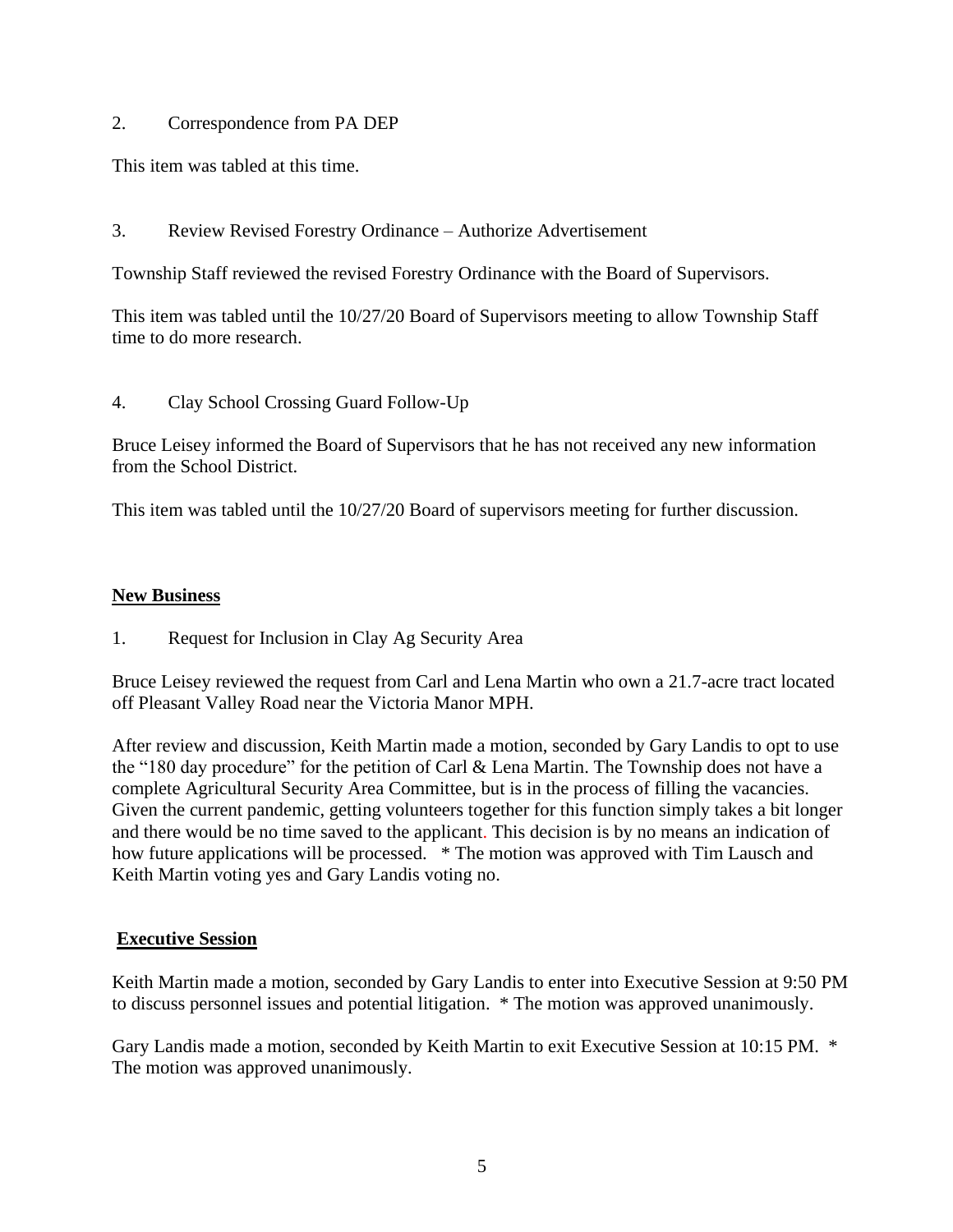2. Correspondence from PA DEP

This item was tabled at this time.

3. Review Revised Forestry Ordinance – Authorize Advertisement

Township Staff reviewed the revised Forestry Ordinance with the Board of Supervisors.

This item was tabled until the 10/27/20 Board of Supervisors meeting to allow Township Staff time to do more research.

4. Clay School Crossing Guard Follow-Up

Bruce Leisey informed the Board of Supervisors that he has not received any new information from the School District.

This item was tabled until the 10/27/20 Board of supervisors meeting for further discussion.

## New Business

1. Request for Inclusion in Clay Ag Security Area

Bruce Leisey reviewed the request from Carl and Lena Martin who own a 21.7-acre tract located off Pleasant Valley Road near the Victoria Manor MPH.

After review and discussion, Keith Martin made a motion, seconded by Gary Landis to opt to use the "180 day procedure" for the petition of Carl & Lena Martin. The Township does not have a complete Agricultural Security Area Committee, but is in the process of filling the vacancies. Given the current pandemic, getting volunteers together for this function simply takes a bit longer and there would be no time saved to the applicant. This decision is by no means an indication of how future applications will be processed. * The motion was approved with Tim Lausch and Keith Martin voting yes and Gary Landis voting no.

## Executive Session

Keith Martin made a motion, seconded by Gary Landis to enter into Executive Session at 9:50 PM to discuss personnel issues and potential litigation. * The motion was approved unanimously.

Gary Landis made a motion, seconded by Keith Martin to exit Executive Session at 10:15 PM. * The motion was approved unanimously.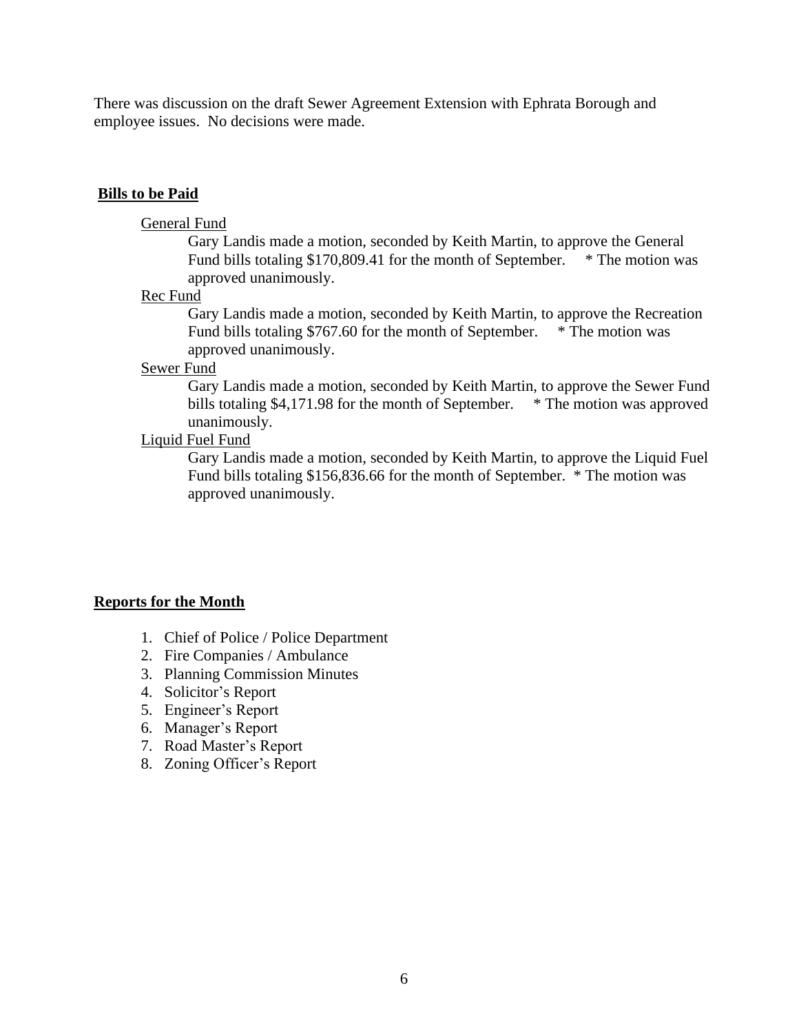There was discussion on the draft Sewer Agreement Extension with Ephrata Borough and employee issues. No decisions were made.

## Bills to be Paid

General Fund

Gary Landis made a motion, seconded by Keith Martin, to approve the General Fund bills totaling $170,809.41 for the month of September. * The motion was approved unanimously.

Rec Fund

Gary Landis made a motion, seconded by Keith Martin, to approve the Recreation Fund bills totaling $767.60 for the month of September. * The motion was approved unanimously.

Sewer Fund

Gary Landis made a motion, seconded by Keith Martin, to approve the Sewer Fund bills totaling $4,171.98 for the month of September. * The motion was approved unanimously.

Liquid Fuel Fund

Gary Landis made a motion, seconded by Keith Martin, to approve the Liquid Fuel Fund bills totaling $156,836.66 for the month of September. * The motion was approved unanimously.

## Reports for the Month

1. Chief of Police / Police Department
2. Fire Companies / Ambulance
3. Planning Commission Minutes
4. Solicitor's Report
5. Engineer's Report
6. Manager's Report
7. Road Master's Report
8. Zoning Officer's Report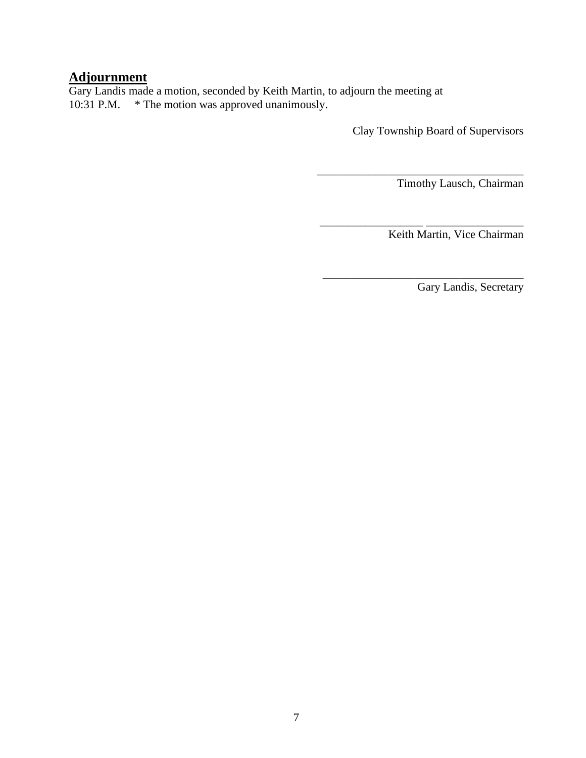## Adjournment

Gary Landis made a motion, seconded by Keith Martin, to adjourn the meeting at 10:31 P.M. * The motion was approved unanimously.

Clay Township Board of Supervisors

_____________________________________
Timothy Lausch, Chairman

__________________ ________________
Keith Martin, Vice Chairman

____________________________________
Gary Landis, Secretary